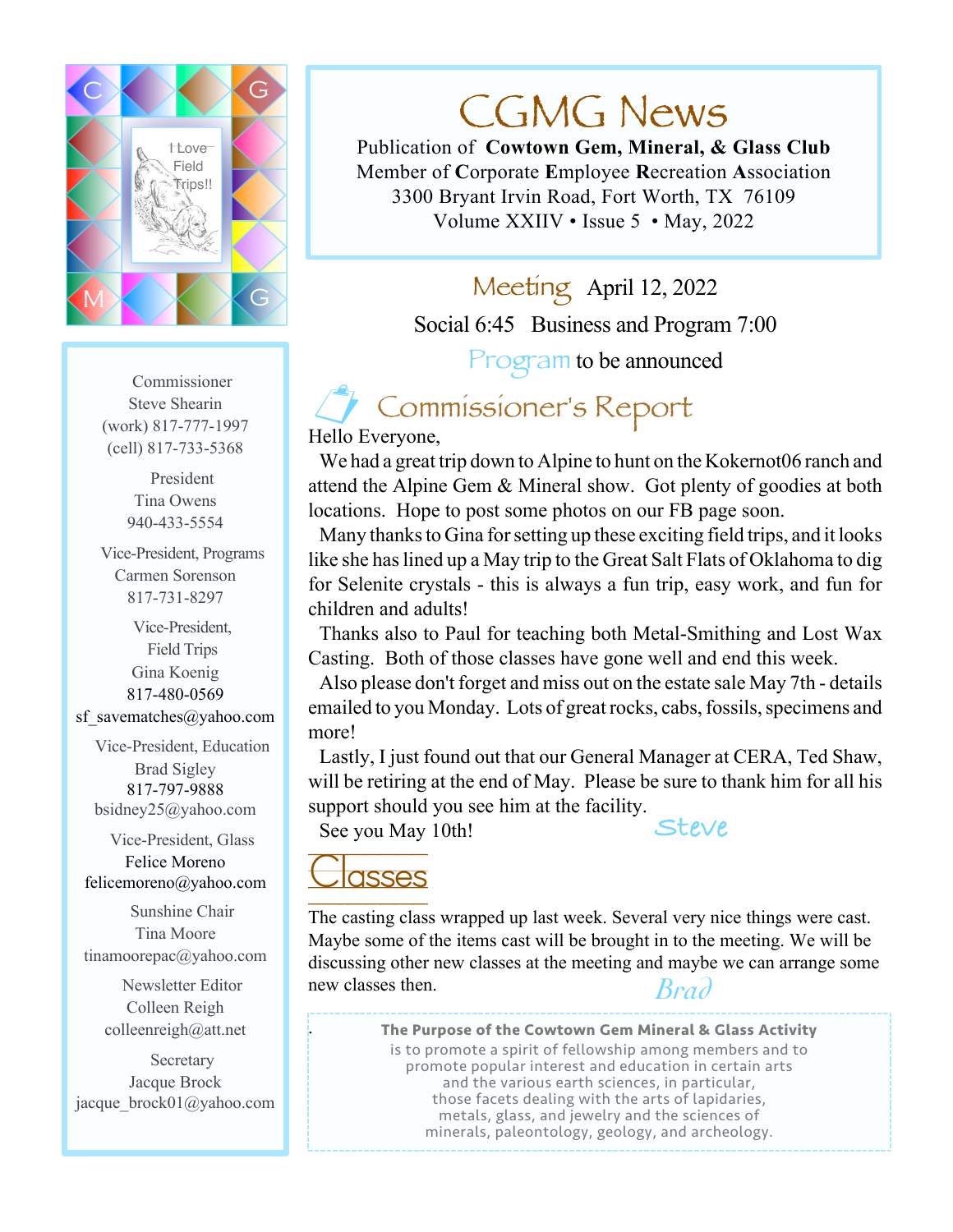# CGMG News

Publication of **Cowtown Gem, Mineral, & Glass Club**
Member of **C**orporate **E**mployee **R**ecreation **A**ssociation
3300 Bryant Irvin Road, Fort Worth, TX 76109
Volume XXIV • Issue 5 • May, 2022

Commissioner
Steve Shearin
(work) 817-777-1997
(cell) 817-733-5368

President
Tina Owens
940-433-5554

Vice-President, Programs
Carmen Sorenson
817-731-8297

Vice-President, Field Trips
Gina Koenig
817-480-0569
sf_savematches@yahoo.com

Vice-President, Education
Brad Sigley
817-797-9888
bsidney25@yahoo.com

Vice-President, Glass
Felice Moreno
felicemoreno@yahoo.com

Sunshine Chair
Tina Moore
tinamoorepac@yahoo.com

Newsletter Editor
Colleen Reigh
colleenreigh@att.net

Secretary
Jacque Brock
jacque_brock01@yahoo.com

**Meeting** April 12, 2022

Social 6:45 Business and Program 7:00

**Program** to be announced

## Commissioner's Report

Hello Everyone,

We had a great trip down to Alpine to hunt on the Kokernot06 ranch and attend the Alpine Gem & Mineral show. Got plenty of goodies at both locations. Hope to post some photos on our FB page soon.

Many thanks to Gina for setting up these exciting field trips, and it looks like she has lined up a May trip to the Great Salt Flats of Oklahoma to dig for Selenite crystals - this is always a fun trip, easy work, and fun for children and adults!

Thanks also to Paul for teaching both Metal-Smithing and Lost Wax Casting. Both of those classes have gone well and end this week.

Also please don't forget and miss out on the estate sale May 7th - details emailed to you Monday. Lots of great rocks, cabs, fossils, specimens and more!

Lastly, I just found out that our General Manager at CERA, Ted Shaw, will be retiring at the end of May. Please be sure to thank him for all his support should you see him at the facility.

See you May 10th!

*Steve*

## Classes

The casting class wrapped up last week. Several very nice things were cast. Maybe some of the items cast will be brought in to the meeting. We will be discussing other new classes at the meeting and maybe we can arrange some new classes then.

*Brad*

**The Purpose of the Cowtown Gem Mineral & Glass Activity**
is to promote a spirit of fellowship among members and to promote popular interest and education in certain arts and the various earth sciences, in particular, those facets dealing with the arts of lapidaries, metals, glass, and jewelry and the sciences of minerals, paleontology, geology, and archeology.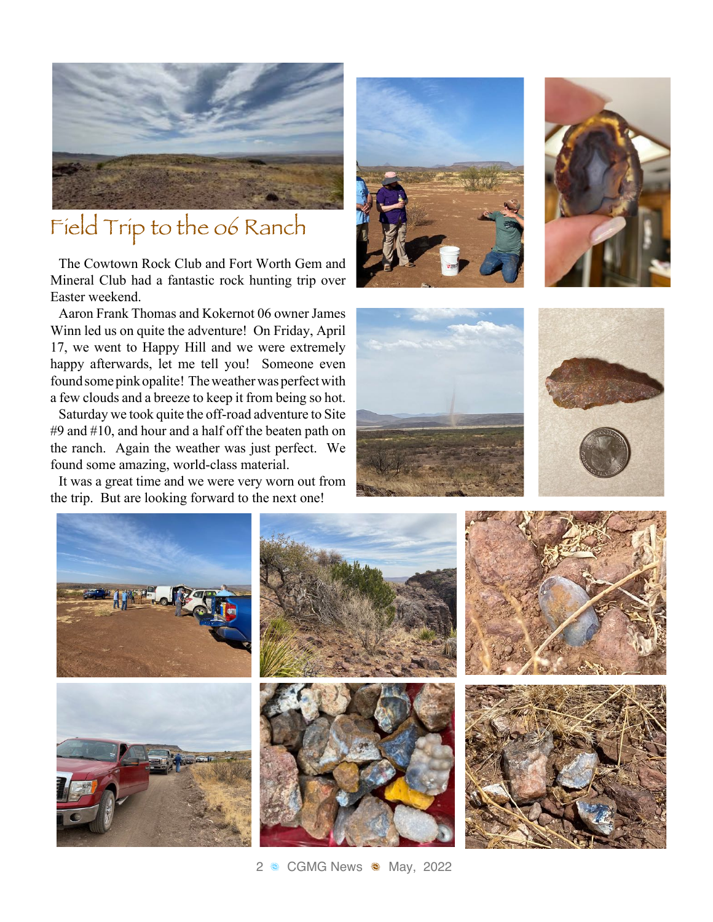# Field Trip to the 06 Ranch

The Cowtown Rock Club and Fort Worth Gem and Mineral Club had a fantastic rock hunting trip over Easter weekend.

Aaron Frank Thomas and Kokernot 06 owner James Winn led us on quite the adventure! On Friday, April 17, we went to Happy Hill and we were extremely happy afterwards, let me tell you! Someone even found some pink opalite! The weather was perfect with a few clouds and a breeze to keep it from being so hot.

Saturday we took quite the off-road adventure to Site #9 and #10, and hour and a half off the beaten path on the ranch. Again the weather was just perfect. We found some amazing, world-class material.

It was a great time and we were very worn out from the trip. But are looking forward to the next one!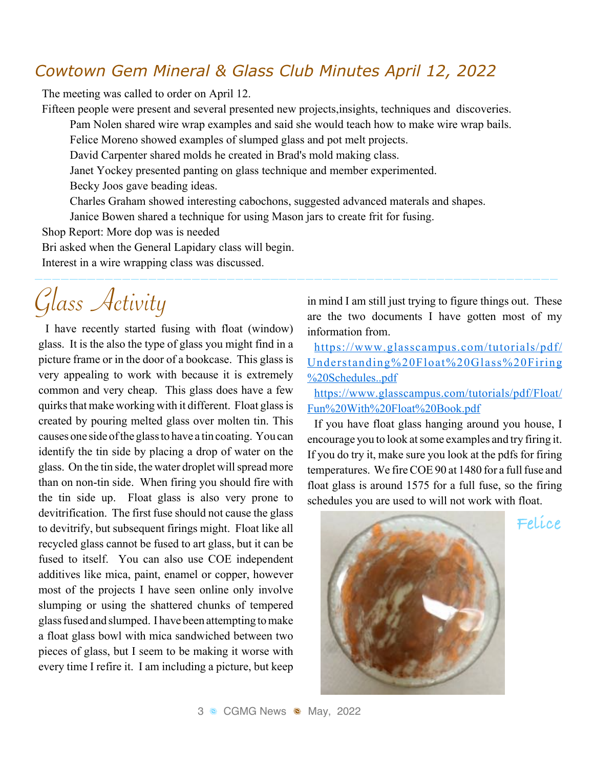## Cowtown Gem Mineral & Glass Club Minutes April 12, 2022

The meeting was called to order on April 12.

Fifteen people were present and several presented new projects,insights, techniques and discoveries.

- Pam Nolen shared wire wrap examples and said she would teach how to make wire wrap bails.
- Felice Moreno showed examples of slumped glass and pot melt projects.
- David Carpenter shared molds he created in Brad's mold making class.
- Janet Yockey presented panting on glass technique and member experimented.
- Becky Joos gave beading ideas.
- Charles Graham showed interesting cabochons, suggested advanced materals and shapes.
- Janice Bowen shared a technique for using Mason jars to create frit for fusing.

Shop Report: More dop was is needed

Bri asked when the General Lapidary class will begin.

Interest in a wire wrapping class was discussed.

---

# Glass Activity

I have recently started fusing with float (window) glass. It is the also the type of glass you might find in a picture frame or in the door of a bookcase. This glass is very appealing to work with because it is extremely common and very cheap. This glass does have a few quirks that make working with it different. Float glass is created by pouring melted glass over molten tin. This causes one side of the glass to have a tin coating. You can identify the tin side by placing a drop of water on the glass. On the tin side, the water droplet will spread more than on non-tin side. When firing you should fire with the tin side up. Float glass is also very prone to devitrification. The first fuse should not cause the glass to devitrify, but subsequent firings might. Float like all recycled glass cannot be fused to art glass, but it can be fused to itself. You can also use COE independent additives like mica, paint, enamel or copper, however most of the projects I have seen online only involve slumping or using the shattered chunks of tempered glass fused and slumped. I have been attempting to make a float glass bowl with mica sandwiched between two pieces of glass, but I seem to be making it worse with every time I refire it. I am including a picture, but keep in mind I am still just trying to figure things out. These are the two documents I have gotten most of my information from.

https://www.glasscampus.com/tutorials/pdf/Understanding%20Float%20Glass%20Firing%20Schedules..pdf

https://www.glasscampus.com/tutorials/pdf/Float/Fun%20With%20Float%20Book.pdf

If you have float glass hanging around you house, I encourage you to look at some examples and try firing it. If you do try it, make sure you look at the pdfs for firing temperatures. We fire COE 90 at 1480 for a full fuse and float glass is around 1575 for a full fuse, so the firing schedules you are used to will not work with float.

Felice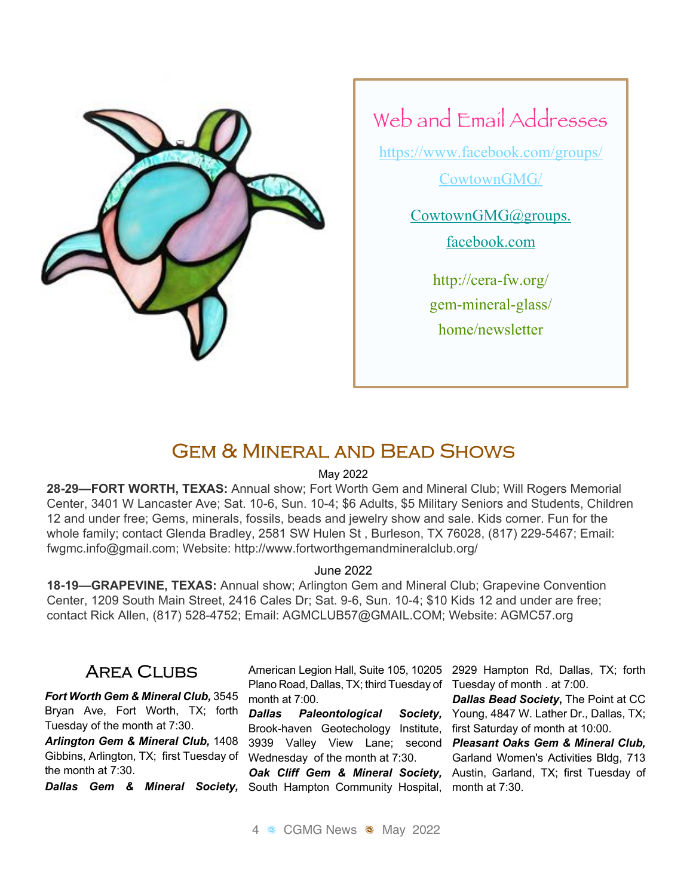## Web and Email Addresses

https://www.facebook.com/groups/CowtownGMG/

CowtownGMG@groups.facebook.com

http://cera-fw.org/gem-mineral-glass/home/newsletter

## Gem & Mineral and Bead Shows

May 2022

**28-29—FORT WORTH, TEXAS:** Annual show; Fort Worth Gem and Mineral Club; Will Rogers Memorial Center, 3401 W Lancaster Ave; Sat. 10-6, Sun. 10-4; $6 Adults, $5 Military Seniors and Students, Children 12 and under free; Gems, minerals, fossils, beads and jewelry show and sale. Kids corner. Fun for the whole family; contact Glenda Bradley, 2581 SW Hulen St , Burleson, TX 76028, (817) 229-5467; Email: fwgmc.info@gmail.com; Website: http://www.fortworthgemandmineralclub.org/

June 2022

**18-19—GRAPEVINE, TEXAS:** Annual show; Arlington Gem and Mineral Club; Grapevine Convention Center, 1209 South Main Street, 2416 Cales Dr; Sat. 9-6, Sun. 10-4; $10 Kids 12 and under are free; contact Rick Allen, (817) 528-4752; Email: AGMCLUB57@GMAIL.COM; Website: AGMC57.org

## Area Clubs

***Fort Worth Gem & Mineral Club,*** 3545 Bryan Ave, Fort Worth, TX; forth Tuesday of the month at 7:30.

***Arlington Gem & Mineral Club,*** 1408 Gibbins, Arlington, TX; first Tuesday of the month at 7:30.

***Dallas Gem & Mineral Society,*** American Legion Hall, Suite 105, 10205 Plano Road, Dallas, TX; third Tuesday of month at 7:00.

***Dallas Paleontological Society,*** Brook-haven Geotechology Institute, 3939 Valley View Lane; second Wednesday of the month at 7:30.

***Oak Cliff Gem & Mineral Society,*** South Hampton Community Hospital, 2929 Hampton Rd, Dallas, TX; forth Tuesday of month . at 7:00.

***Dallas Bead Society,*** The Point at CC Young, 4847 W. Lather Dr., Dallas, TX; first Saturday of month at 10:00.

***Pleasant Oaks Gem & Mineral Club,*** Garland Women's Activities Bldg, 713 Austin, Garland, TX; first Tuesday of month at 7:30.